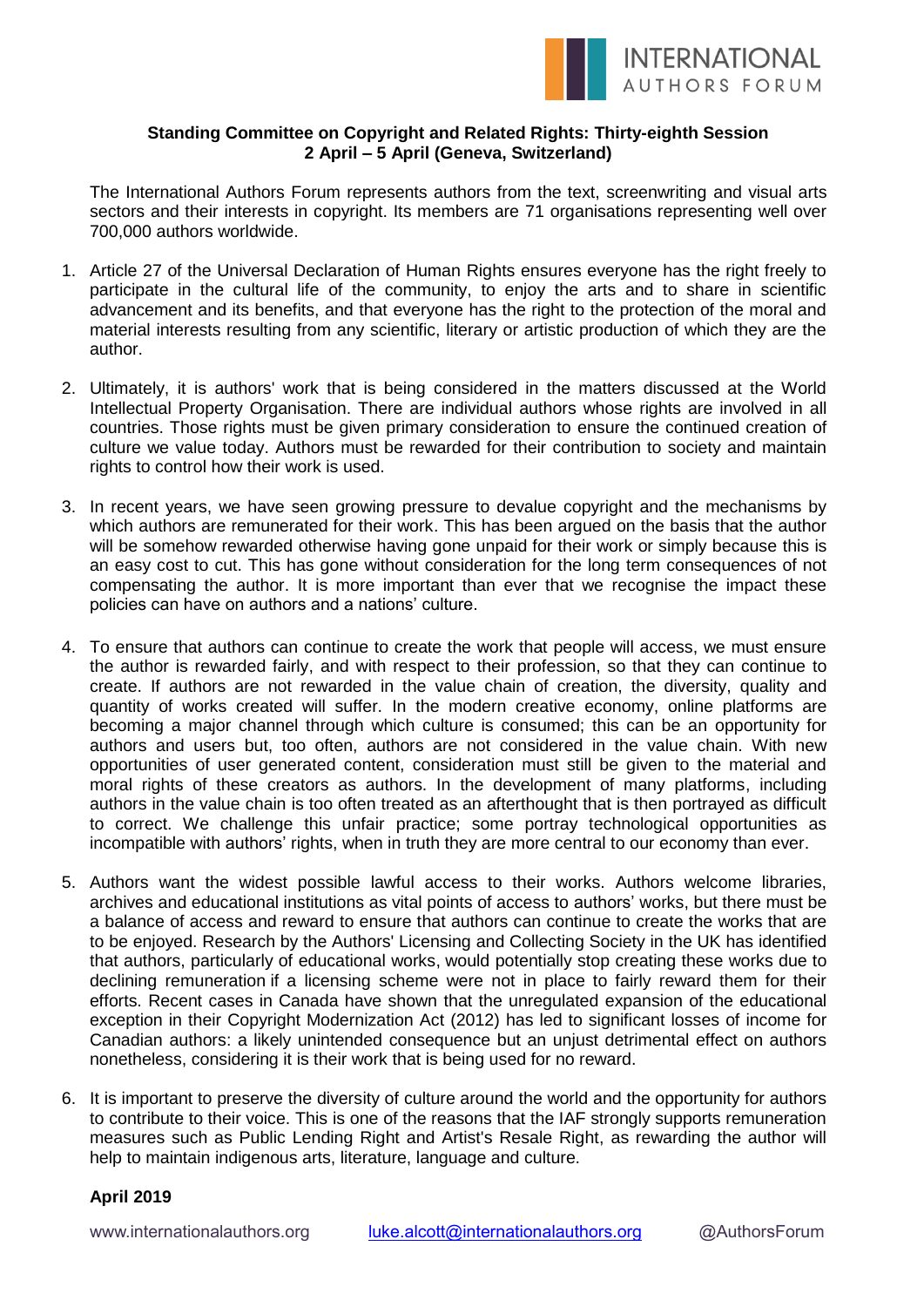INTERNATIONAL AUTHORS FORUM

**Standing Committee on Copyright and Related Rights: Thirty-eighth Session**
**2 April – 5 April (Geneva, Switzerland)**

The International Authors Forum represents authors from the text, screenwriting and visual arts sectors and their interests in copyright. Its members are 71 organisations representing well over 700,000 authors worldwide.

1. Article 27 of the Universal Declaration of Human Rights ensures everyone has the right freely to participate in the cultural life of the community, to enjoy the arts and to share in scientific advancement and its benefits, and that everyone has the right to the protection of the moral and material interests resulting from any scientific, literary or artistic production of which they are the author.

2. Ultimately, it is authors' work that is being considered in the matters discussed at the World Intellectual Property Organisation. There are individual authors whose rights are involved in all countries. Those rights must be given primary consideration to ensure the continued creation of culture we value today. Authors must be rewarded for their contribution to society and maintain rights to control how their work is used.

3. In recent years, we have seen growing pressure to devalue copyright and the mechanisms by which authors are remunerated for their work. This has been argued on the basis that the author will be somehow rewarded otherwise having gone unpaid for their work or simply because this is an easy cost to cut. This has gone without consideration for the long term consequences of not compensating the author. It is more important than ever that we recognise the impact these policies can have on authors and a nations' culture.

4. To ensure that authors can continue to create the work that people will access, we must ensure the author is rewarded fairly, and with respect to their profession, so that they can continue to create. If authors are not rewarded in the value chain of creation, the diversity, quality and quantity of works created will suffer. In the modern creative economy, online platforms are becoming a major channel through which culture is consumed; this can be an opportunity for authors and users but, too often, authors are not considered in the value chain. With new opportunities of user generated content, consideration must still be given to the material and moral rights of these creators as authors. In the development of many platforms, including authors in the value chain is too often treated as an afterthought that is then portrayed as difficult to correct. We challenge this unfair practice; some portray technological opportunities as incompatible with authors' rights, when in truth they are more central to our economy than ever.

5. Authors want the widest possible lawful access to their works. Authors welcome libraries, archives and educational institutions as vital points of access to authors' works, but there must be a balance of access and reward to ensure that authors can continue to create the works that are to be enjoyed. Research by the Authors' Licensing and Collecting Society in the UK has identified that authors, particularly of educational works, would potentially stop creating these works due to declining remuneration if a licensing scheme were not in place to fairly reward them for their efforts. Recent cases in Canada have shown that the unregulated expansion of the educational exception in their Copyright Modernization Act (2012) has led to significant losses of income for Canadian authors: a likely unintended consequence but an unjust detrimental effect on authors nonetheless, considering it is their work that is being used for no reward.

6. It is important to preserve the diversity of culture around the world and the opportunity for authors to contribute to their voice. This is one of the reasons that the IAF strongly supports remuneration measures such as Public Lending Right and Artist's Resale Right, as rewarding the author will help to maintain indigenous arts, literature, language and culture.

**April 2019**

www.internationalauthors.org    luke.alcott@internationalauthors.org    @AuthorsForum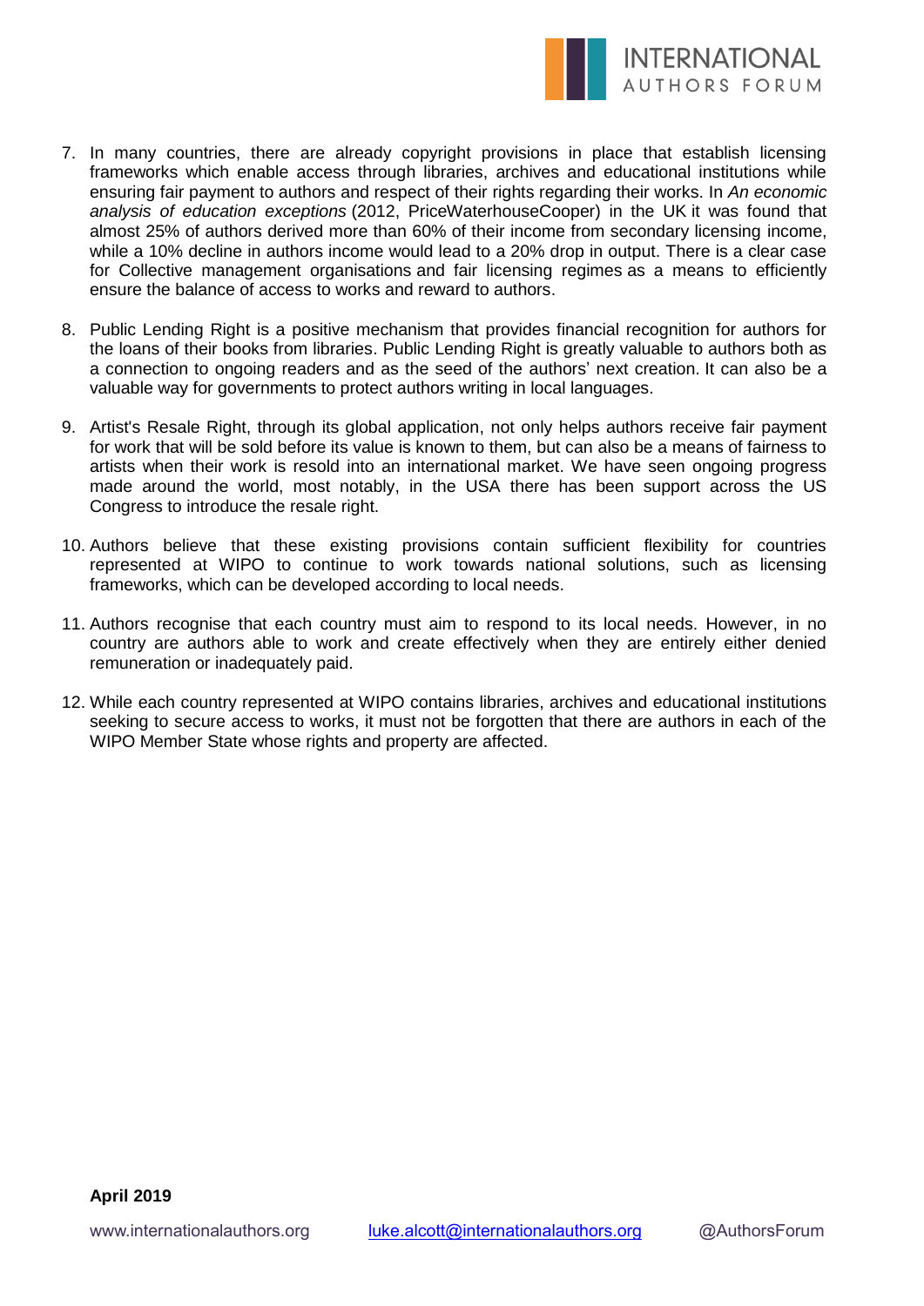7. In many countries, there are already copyright provisions in place that establish licensing frameworks which enable access through libraries, archives and educational institutions while ensuring fair payment to authors and respect of their rights regarding their works. In *An economic analysis of education exceptions* (2012, PriceWaterhouseCooper) in the UK it was found that almost 25% of authors derived more than 60% of their income from secondary licensing income, while a 10% decline in authors income would lead to a 20% drop in output. There is a clear case for Collective management organisations and fair licensing regimes as a means to efficiently ensure the balance of access to works and reward to authors.

8. Public Lending Right is a positive mechanism that provides financial recognition for authors for the loans of their books from libraries. Public Lending Right is greatly valuable to authors both as a connection to ongoing readers and as the seed of the authors' next creation. It can also be a valuable way for governments to protect authors writing in local languages.

9. Artist's Resale Right, through its global application, not only helps authors receive fair payment for work that will be sold before its value is known to them, but can also be a means of fairness to artists when their work is resold into an international market. We have seen ongoing progress made around the world, most notably, in the USA there has been support across the US Congress to introduce the resale right.

10. Authors believe that these existing provisions contain sufficient flexibility for countries represented at WIPO to continue to work towards national solutions, such as licensing frameworks, which can be developed according to local needs.

11. Authors recognise that each country must aim to respond to its local needs. However, in no country are authors able to work and create effectively when they are entirely either denied remuneration or inadequately paid.

12. While each country represented at WIPO contains libraries, archives and educational institutions seeking to secure access to works, it must not be forgotten that there are authors in each of the WIPO Member State whose rights and property are affected.

**April 2019**